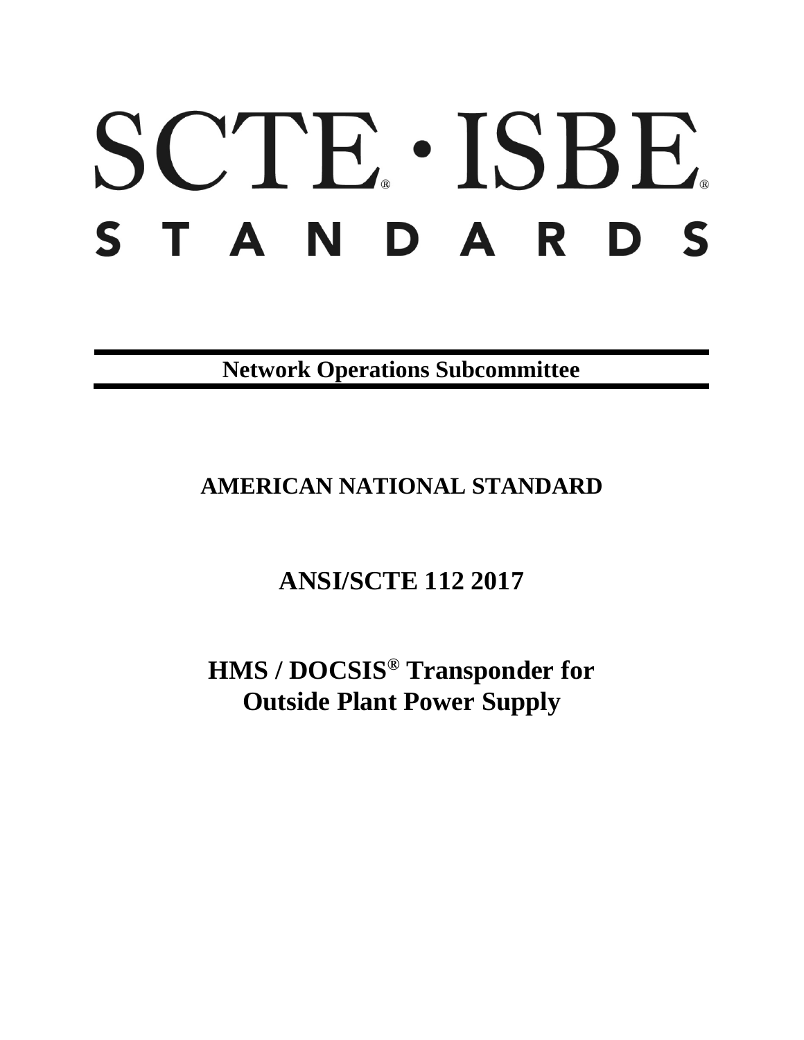# SCTE® · ISBE®
# STANDARDS

**Network Operations Subcommittee**

## AMERICAN NATIONAL STANDARD

## ANSI/SCTE 112 2017

# HMS / DOCSIS® Transponder for Outside Plant Power Supply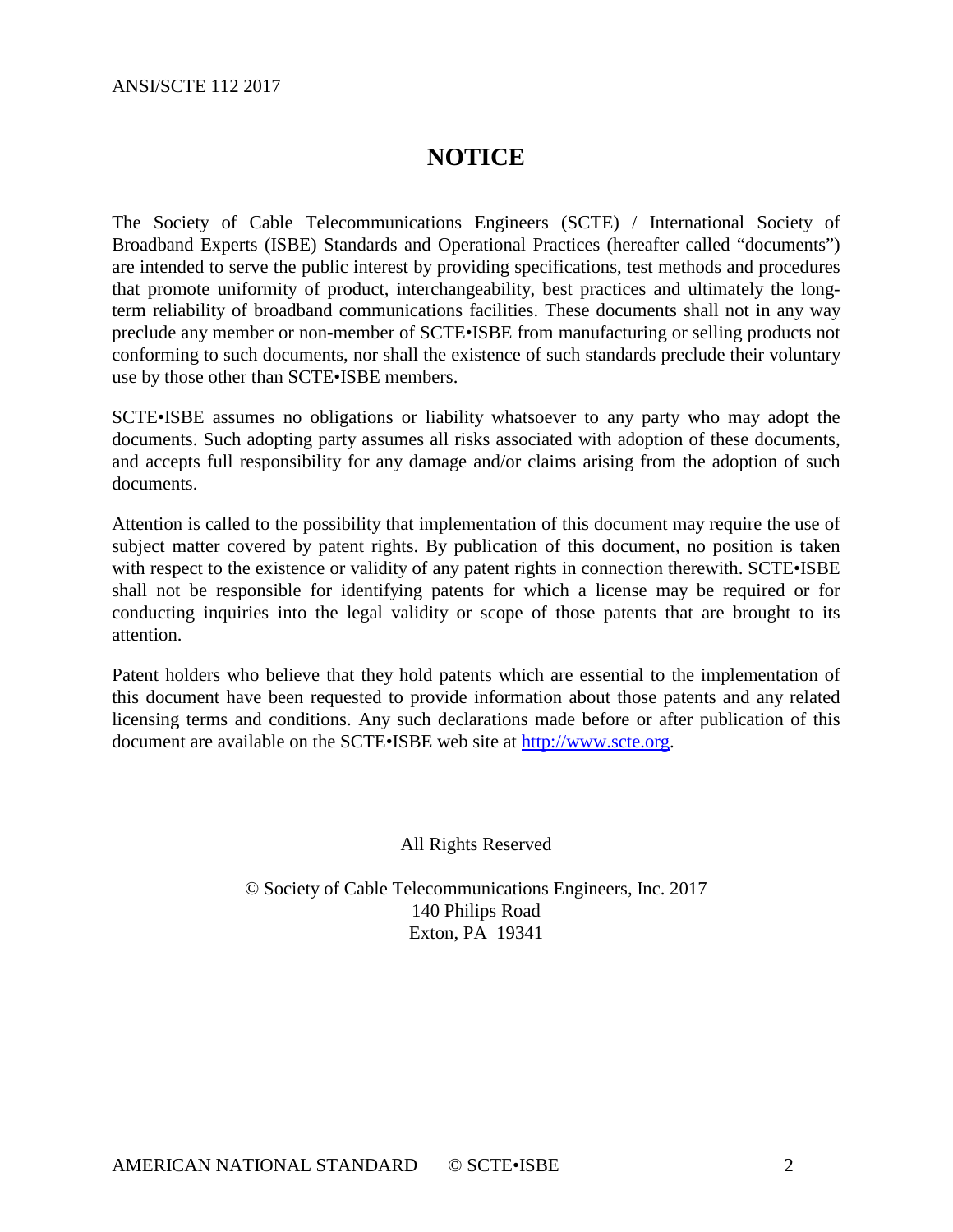# NOTICE

The Society of Cable Telecommunications Engineers (SCTE) / International Society of Broadband Experts (ISBE) Standards and Operational Practices (hereafter called "documents") are intended to serve the public interest by providing specifications, test methods and procedures that promote uniformity of product, interchangeability, best practices and ultimately the long-term reliability of broadband communications facilities. These documents shall not in any way preclude any member or non-member of SCTE•ISBE from manufacturing or selling products not conforming to such documents, nor shall the existence of such standards preclude their voluntary use by those other than SCTE•ISBE members.

SCTE•ISBE assumes no obligations or liability whatsoever to any party who may adopt the documents. Such adopting party assumes all risks associated with adoption of these documents, and accepts full responsibility for any damage and/or claims arising from the adoption of such documents.

Attention is called to the possibility that implementation of this document may require the use of subject matter covered by patent rights. By publication of this document, no position is taken with respect to the existence or validity of any patent rights in connection therewith. SCTE•ISBE shall not be responsible for identifying patents for which a license may be required or for conducting inquiries into the legal validity or scope of those patents that are brought to its attention.

Patent holders who believe that they hold patents which are essential to the implementation of this document have been requested to provide information about those patents and any related licensing terms and conditions. Any such declarations made before or after publication of this document are available on the SCTE•ISBE web site at http://www.scte.org.

All Rights Reserved

© Society of Cable Telecommunications Engineers, Inc. 2017
140 Philips Road
Exton, PA 19341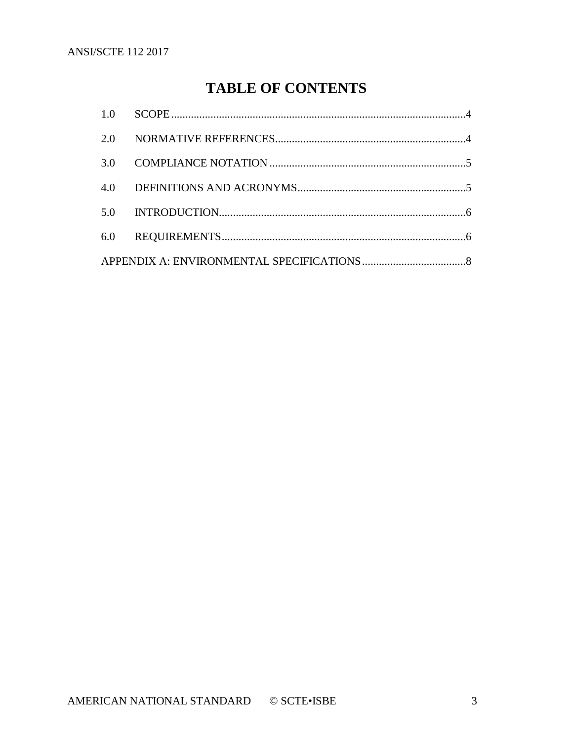# TABLE OF CONTENTS

1.0 SCOPE....................................................................................................4

2.0 NORMATIVE REFERENCES...................................................................4

3.0 COMPLIANCE NOTATION .....................................................................5

4.0 DEFINITIONS AND ACRONYMS...........................................................5

5.0 INTRODUCTION.......................................................................................6

6.0 REQUIREMENTS.......................................................................................6

APPENDIX A: ENVIRONMENTAL SPECIFICATIONS....................................8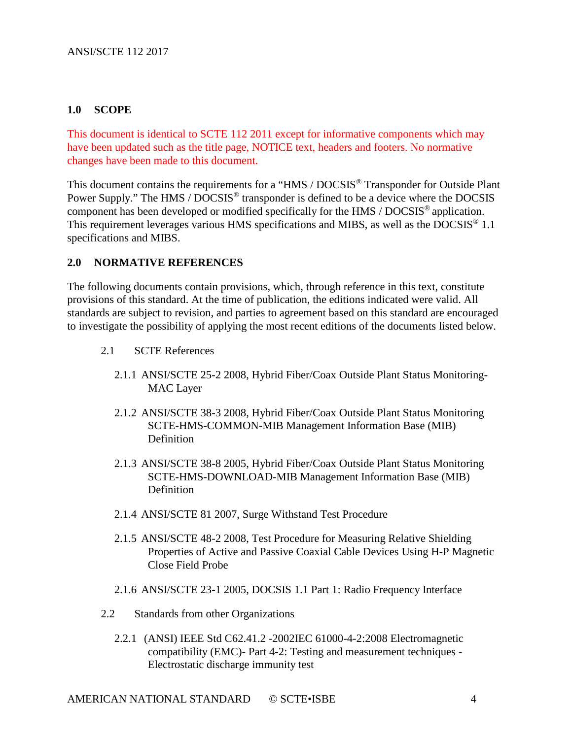## 1.0 SCOPE

This document is identical to SCTE 112 2011 except for informative components which may have been updated such as the title page, NOTICE text, headers and footers. No normative changes have been made to this document.

This document contains the requirements for a "HMS / DOCSIS® Transponder for Outside Plant Power Supply." The HMS / DOCSIS® transponder is defined to be a device where the DOCSIS component has been developed or modified specifically for the HMS / DOCSIS® application. This requirement leverages various HMS specifications and MIBS, as well as the DOCSIS® 1.1 specifications and MIBS.

## 2.0 NORMATIVE REFERENCES

The following documents contain provisions, which, through reference in this text, constitute provisions of this standard. At the time of publication, the editions indicated were valid. All standards are subject to revision, and parties to agreement based on this standard are encouraged to investigate the possibility of applying the most recent editions of the documents listed below.

### 2.1 SCTE References

2.1.1 ANSI/SCTE 25-2 2008, Hybrid Fiber/Coax Outside Plant Status Monitoring-MAC Layer

2.1.2 ANSI/SCTE 38-3 2008, Hybrid Fiber/Coax Outside Plant Status Monitoring SCTE-HMS-COMMON-MIB Management Information Base (MIB) Definition

2.1.3 ANSI/SCTE 38-8 2005, Hybrid Fiber/Coax Outside Plant Status Monitoring SCTE-HMS-DOWNLOAD-MIB Management Information Base (MIB) Definition

2.1.4 ANSI/SCTE 81 2007, Surge Withstand Test Procedure

2.1.5 ANSI/SCTE 48-2 2008, Test Procedure for Measuring Relative Shielding Properties of Active and Passive Coaxial Cable Devices Using H-P Magnetic Close Field Probe

2.1.6 ANSI/SCTE 23-1 2005, DOCSIS 1.1 Part 1: Radio Frequency Interface

### 2.2 Standards from other Organizations

2.2.1 (ANSI) IEEE Std C62.41.2 -2002IEC 61000-4-2:2008 Electromagnetic compatibility (EMC)- Part 4-2: Testing and measurement techniques - Electrostatic discharge immunity test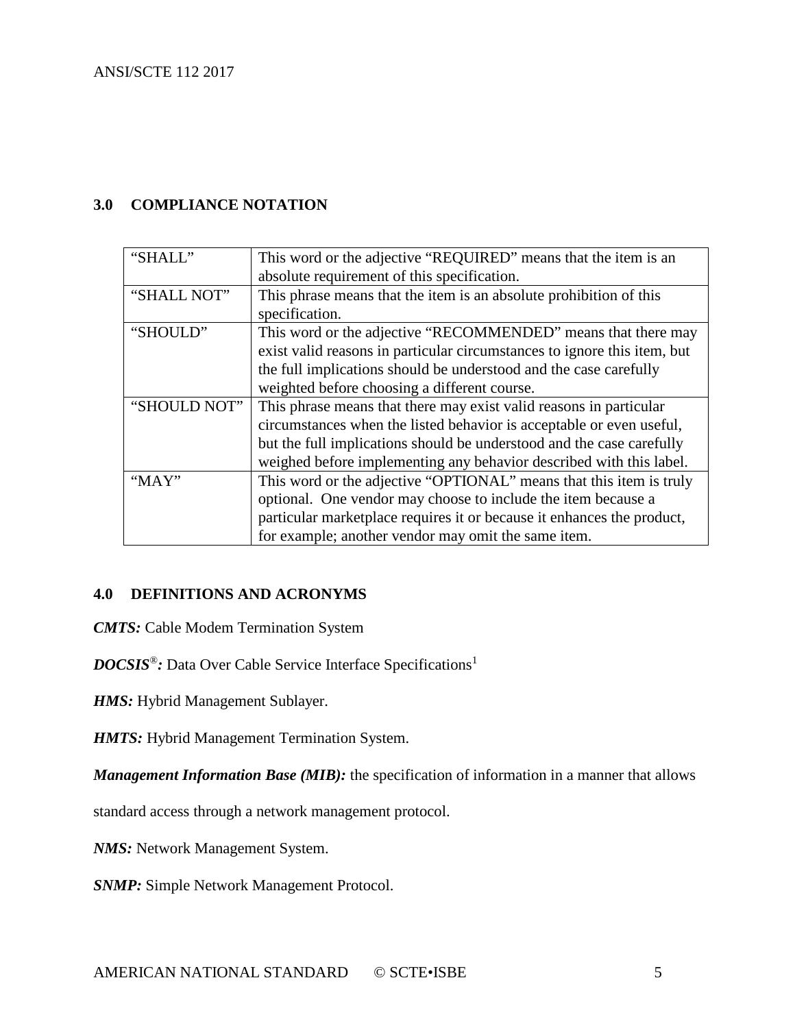## 3.0 COMPLIANCE NOTATION

| | |
|---|---|
| "SHALL" | This word or the adjective "REQUIRED" means that the item is an absolute requirement of this specification. |
| "SHALL NOT" | This phrase means that the item is an absolute prohibition of this specification. |
| "SHOULD" | This word or the adjective "RECOMMENDED" means that there may exist valid reasons in particular circumstances to ignore this item, but the full implications should be understood and the case carefully weighted before choosing a different course. |
| "SHOULD NOT" | This phrase means that there may exist valid reasons in particular circumstances when the listed behavior is acceptable or even useful, but the full implications should be understood and the case carefully weighed before implementing any behavior described with this label. |
| "MAY" | This word or the adjective "OPTIONAL" means that this item is truly optional. One vendor may choose to include the item because a particular marketplace requires it or because it enhances the product, for example; another vendor may omit the same item. |

## 4.0 DEFINITIONS AND ACRONYMS

***CMTS:*** Cable Modem Termination System

***DOCSIS®:*** Data Over Cable Service Interface Specifications[1]

***HMS:*** Hybrid Management Sublayer.

***HMTS:*** Hybrid Management Termination System.

***Management Information Base (MIB):*** the specification of information in a manner that allows standard access through a network management protocol.

***NMS:*** Network Management System.

***SNMP:*** Simple Network Management Protocol.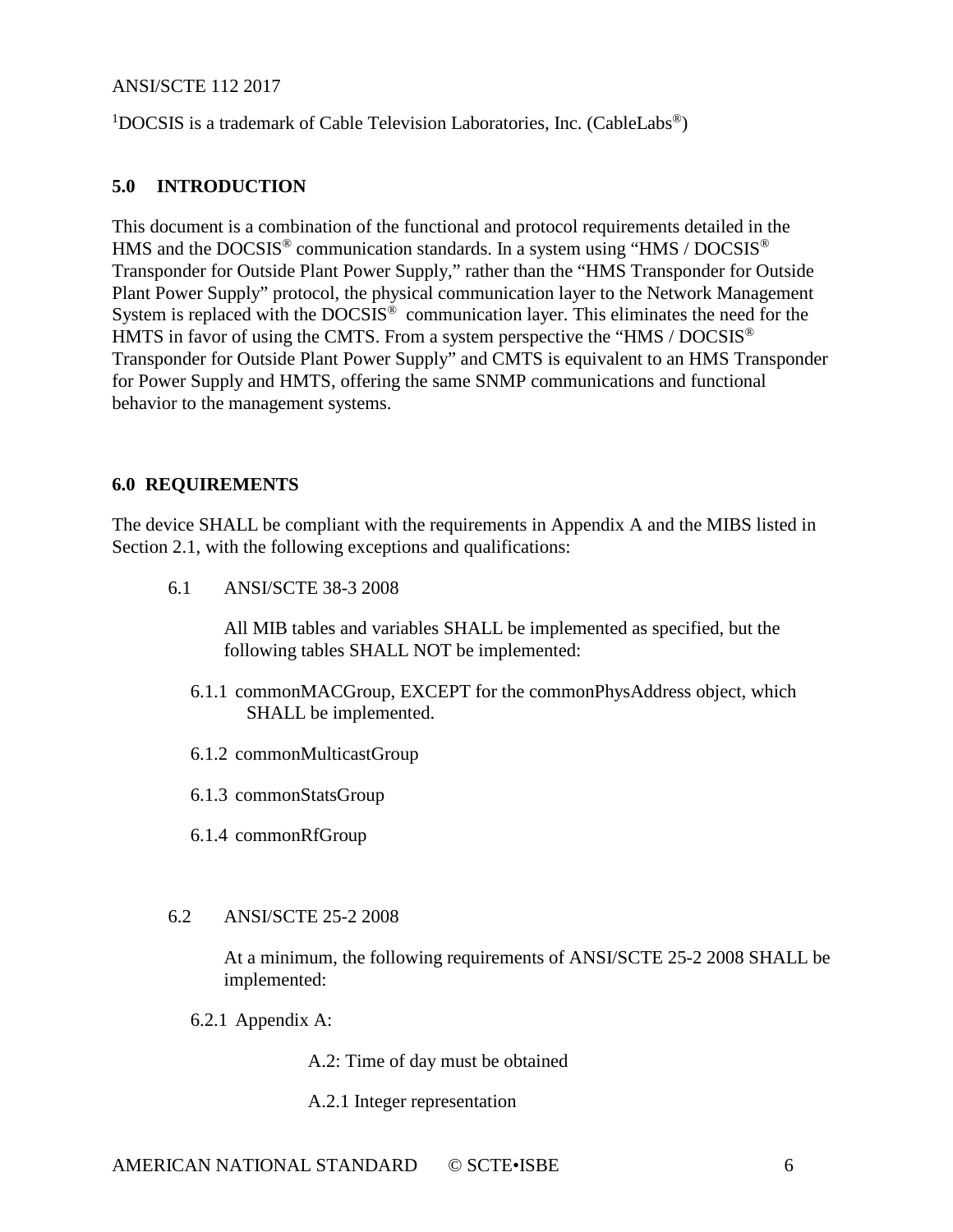[1]DOCSIS is a trademark of Cable Television Laboratories, Inc. (CableLabs®)

## 5.0 INTRODUCTION

This document is a combination of the functional and protocol requirements detailed in the HMS and the DOCSIS® communication standards. In a system using "HMS / DOCSIS® Transponder for Outside Plant Power Supply," rather than the "HMS Transponder for Outside Plant Power Supply" protocol, the physical communication layer to the Network Management System is replaced with the DOCSIS® communication layer. This eliminates the need for the HMTS in favor of using the CMTS. From a system perspective the "HMS / DOCSIS® Transponder for Outside Plant Power Supply" and CMTS is equivalent to an HMS Transponder for Power Supply and HMTS, offering the same SNMP communications and functional behavior to the management systems.

## 6.0 REQUIREMENTS

The device SHALL be compliant with the requirements in Appendix A and the MIBS listed in Section 2.1, with the following exceptions and qualifications:

6.1 ANSI/SCTE 38-3 2008

All MIB tables and variables SHALL be implemented as specified, but the following tables SHALL NOT be implemented:

6.1.1 commonMACGroup, EXCEPT for the commonPhysAddress object, which SHALL be implemented.

6.1.2 commonMulticastGroup

6.1.3 commonStatsGroup

6.1.4 commonRfGroup

6.2 ANSI/SCTE 25-2 2008

At a minimum, the following requirements of ANSI/SCTE 25-2 2008 SHALL be implemented:

6.2.1 Appendix A:

A.2: Time of day must be obtained

A.2.1 Integer representation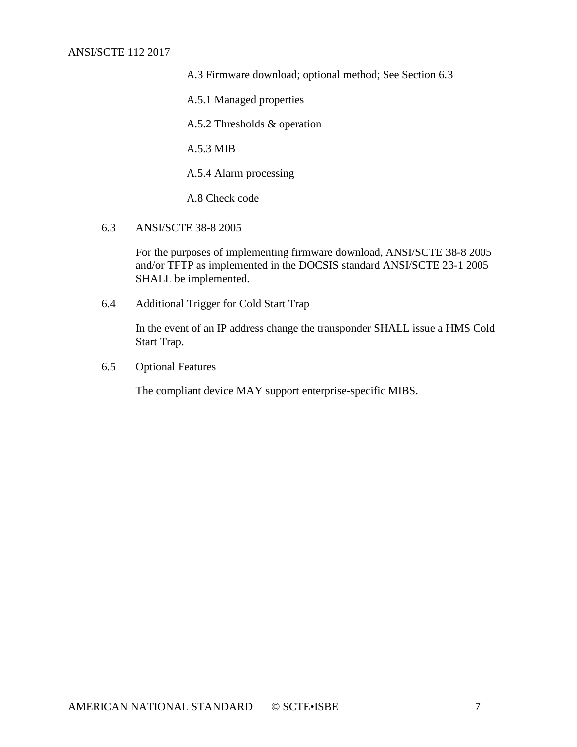A.3 Firmware download; optional method; See Section 6.3

A.5.1 Managed properties

A.5.2 Thresholds & operation

A.5.3 MIB

A.5.4 Alarm processing

A.8 Check code

## 6.3 ANSI/SCTE 38-8 2005

For the purposes of implementing firmware download, ANSI/SCTE 38-8 2005 and/or TFTP as implemented in the DOCSIS standard ANSI/SCTE 23-1 2005 SHALL be implemented.

## 6.4 Additional Trigger for Cold Start Trap

In the event of an IP address change the transponder SHALL issue a HMS Cold Start Trap.

## 6.5 Optional Features

The compliant device MAY support enterprise-specific MIBS.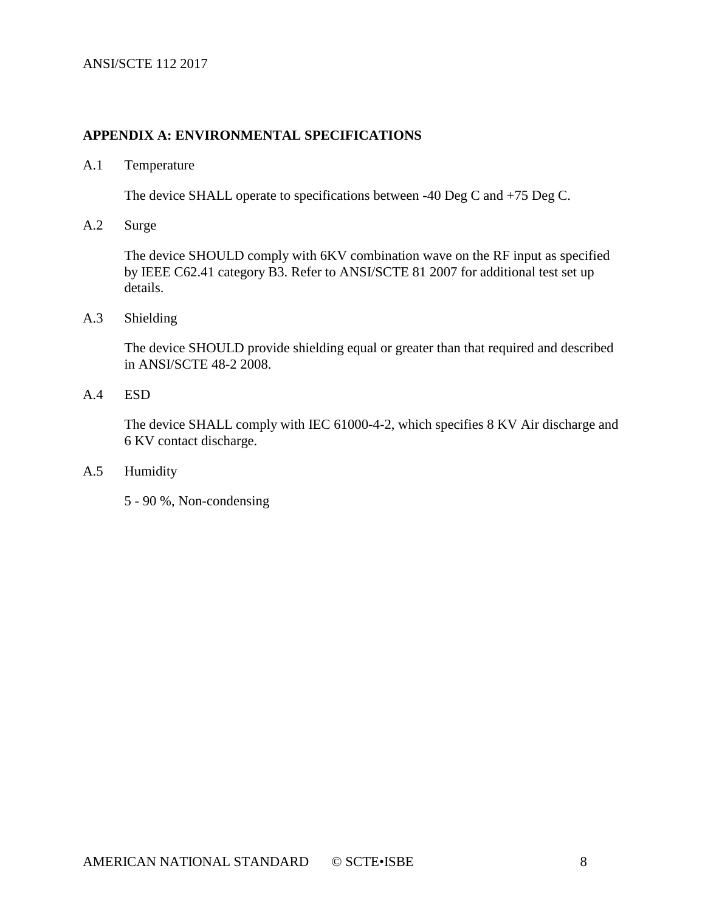## APPENDIX A: ENVIRONMENTAL SPECIFICATIONS

A.1 Temperature

The device SHALL operate to specifications between -40 Deg C and +75 Deg C.

A.2 Surge

The device SHOULD comply with 6KV combination wave on the RF input as specified by IEEE C62.41 category B3. Refer to ANSI/SCTE 81 2007 for additional test set up details.

A.3 Shielding

The device SHOULD provide shielding equal or greater than that required and described in ANSI/SCTE 48-2 2008.

A.4 ESD

The device SHALL comply with IEC 61000-4-2, which specifies 8 KV Air discharge and 6 KV contact discharge.

A.5 Humidity

5 - 90 %, Non-condensing